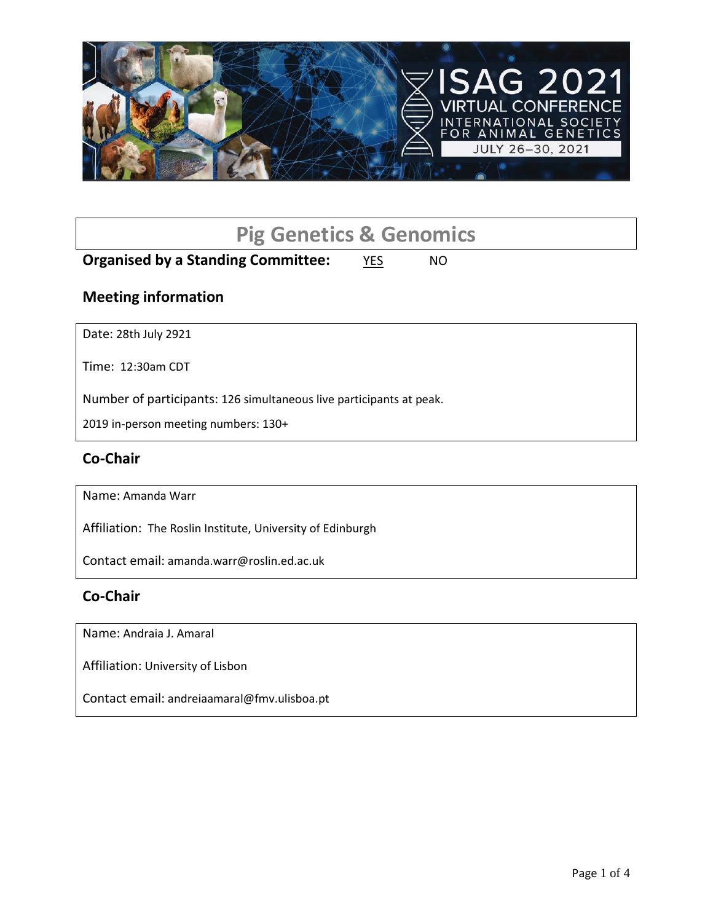# Pig Genetics & Genomics

**Organised by a Standing Committee:** YES NO

## Meeting information

Date: 28th July 2921

Time: 12:30am CDT

Number of participants: 126 simultaneous live participants at peak.

2019 in-person meeting numbers: 130+

## Co-Chair

Name: Amanda Warr

Affiliation: The Roslin Institute, University of Edinburgh

Contact email: amanda.warr@roslin.ed.ac.uk

## Co-Chair

Name: Andraia J. Amaral

Affiliation: University of Lisbon

Contact email: andreiaamaral@fmv.ulisboa.pt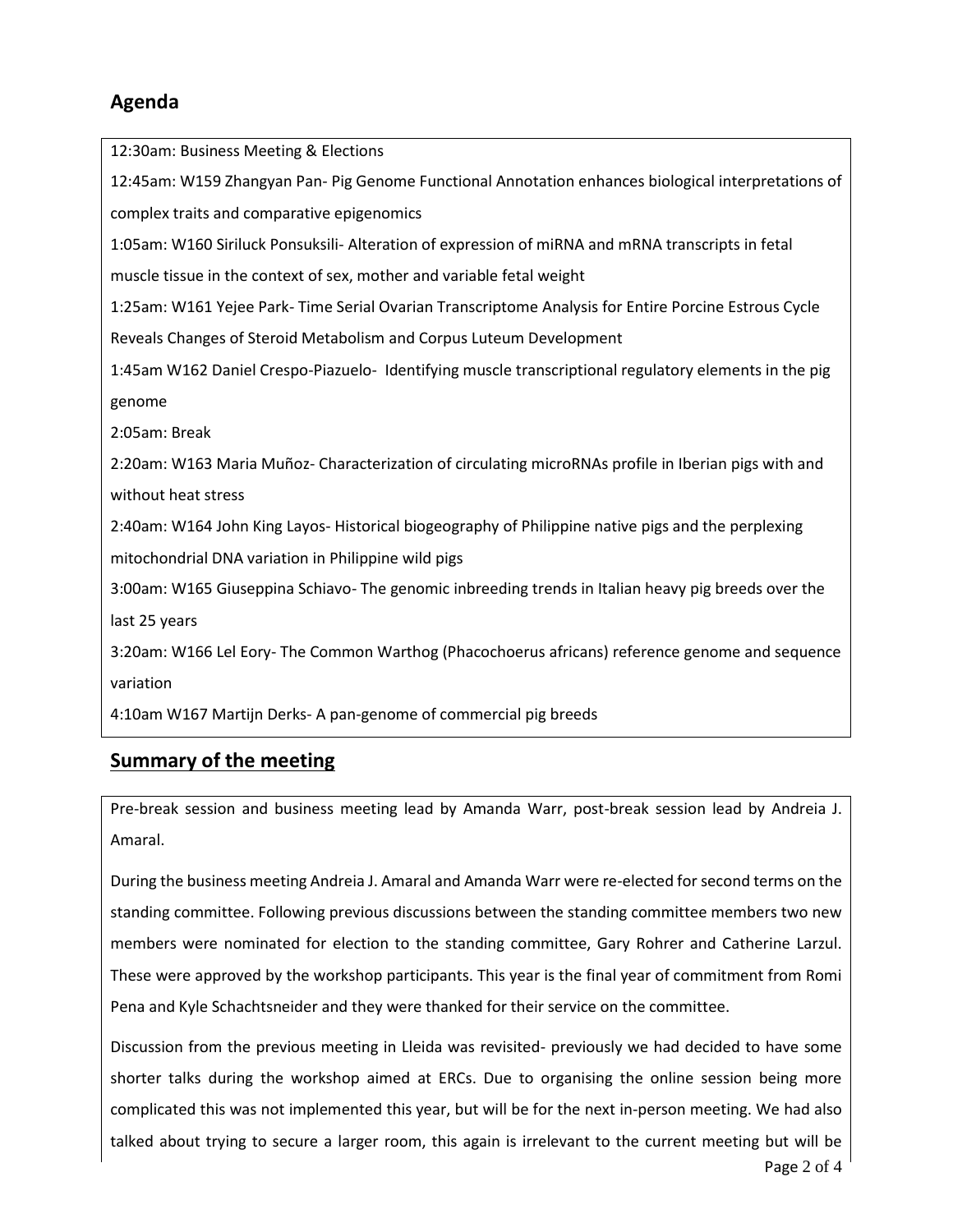## Agenda

12:30am: Business Meeting & Elections

12:45am: W159 Zhangyan Pan- Pig Genome Functional Annotation enhances biological interpretations of complex traits and comparative epigenomics

1:05am: W160 Siriluck Ponsuksili- Alteration of expression of miRNA and mRNA transcripts in fetal muscle tissue in the context of sex, mother and variable fetal weight

1:25am: W161 Yejee Park- Time Serial Ovarian Transcriptome Analysis for Entire Porcine Estrous Cycle Reveals Changes of Steroid Metabolism and Corpus Luteum Development

1:45am W162 Daniel Crespo-Piazuelo- Identifying muscle transcriptional regulatory elements in the pig genome

2:05am: Break

2:20am: W163 Maria Muñoz- Characterization of circulating microRNAs profile in Iberian pigs with and without heat stress

2:40am: W164 John King Layos- Historical biogeography of Philippine native pigs and the perplexing mitochondrial DNA variation in Philippine wild pigs

3:00am: W165 Giuseppina Schiavo- The genomic inbreeding trends in Italian heavy pig breeds over the last 25 years

3:20am: W166 Lel Eory- The Common Warthog (Phacochoerus africans) reference genome and sequence variation

4:10am W167 Martijn Derks- A pan-genome of commercial pig breeds

## Summary of the meeting

Pre-break session and business meeting lead by Amanda Warr, post-break session lead by Andreia J. Amaral.

During the business meeting Andreia J. Amaral and Amanda Warr were re-elected for second terms on the standing committee. Following previous discussions between the standing committee members two new members were nominated for election to the standing committee, Gary Rohrer and Catherine Larzul. These were approved by the workshop participants. This year is the final year of commitment from Romi Pena and Kyle Schachtsneider and they were thanked for their service on the committee.

Discussion from the previous meeting in Lleida was revisited- previously we had decided to have some shorter talks during the workshop aimed at ERCs. Due to organising the online session being more complicated this was not implemented this year, but will be for the next in-person meeting. We had also talked about trying to secure a larger room, this again is irrelevant to the current meeting but will be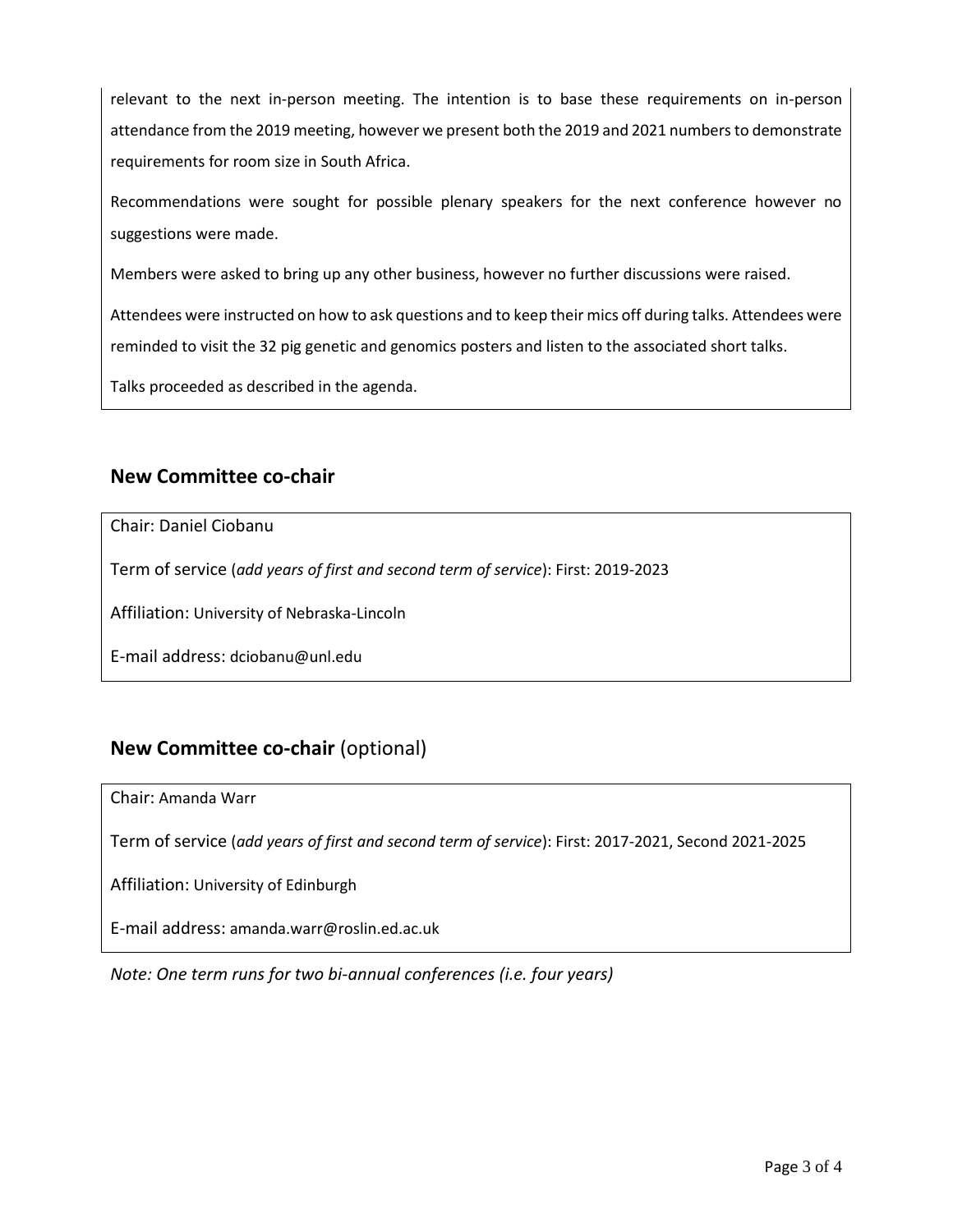relevant to the next in-person meeting. The intention is to base these requirements on in-person attendance from the 2019 meeting, however we present both the 2019 and 2021 numbers to demonstrate requirements for room size in South Africa.

Recommendations were sought for possible plenary speakers for the next conference however no suggestions were made.

Members were asked to bring up any other business, however no further discussions were raised.

Attendees were instructed on how to ask questions and to keep their mics off during talks. Attendees were reminded to visit the 32 pig genetic and genomics posters and listen to the associated short talks.

Talks proceeded as described in the agenda.

## New Committee co-chair

Chair: Daniel Ciobanu

Term of service (*add years of first and second term of service*): First: 2019-2023

Affiliation: University of Nebraska-Lincoln

E-mail address: dciobanu@unl.edu

## New Committee co-chair (optional)

Chair: Amanda Warr

Term of service (*add years of first and second term of service*): First: 2017-2021, Second 2021-2025

Affiliation: University of Edinburgh

E-mail address: amanda.warr@roslin.ed.ac.uk

*Note: One term runs for two bi-annual conferences (i.e. four years)*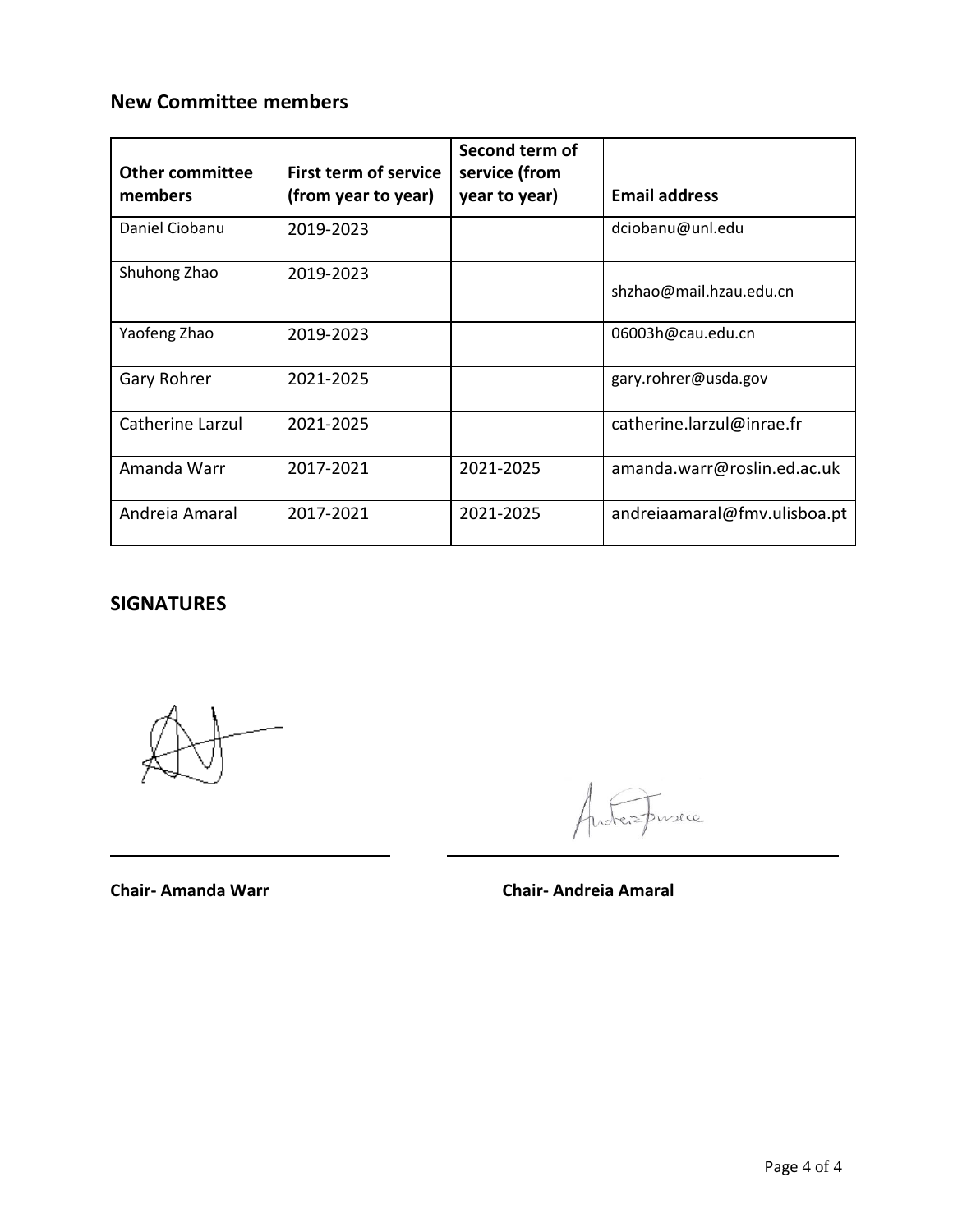## New Committee members

| Other committee members | First term of service (from year to year) | Second term of service (from year to year) | Email address |
|---|---|---|---|
| Daniel Ciobanu | 2019-2023 | | dciobanu@unl.edu |
| Shuhong Zhao | 2019-2023 | | shzhao@mail.hzau.edu.cn |
| Yaofeng Zhao | 2019-2023 | | 06003h@cau.edu.cn |
| Gary Rohrer | 2021-2025 | | gary.rohrer@usda.gov |
| Catherine Larzul | 2021-2025 | | catherine.larzul@inrae.fr |
| Amanda Warr | 2017-2021 | 2021-2025 | amanda.warr@roslin.ed.ac.uk |
| Andreia Amaral | 2017-2021 | 2021-2025 | andreiaamaral@fmv.ulisboa.pt |

## SIGNATURES

**Chair- Amanda Warr**

**Chair- Andreia Amaral**